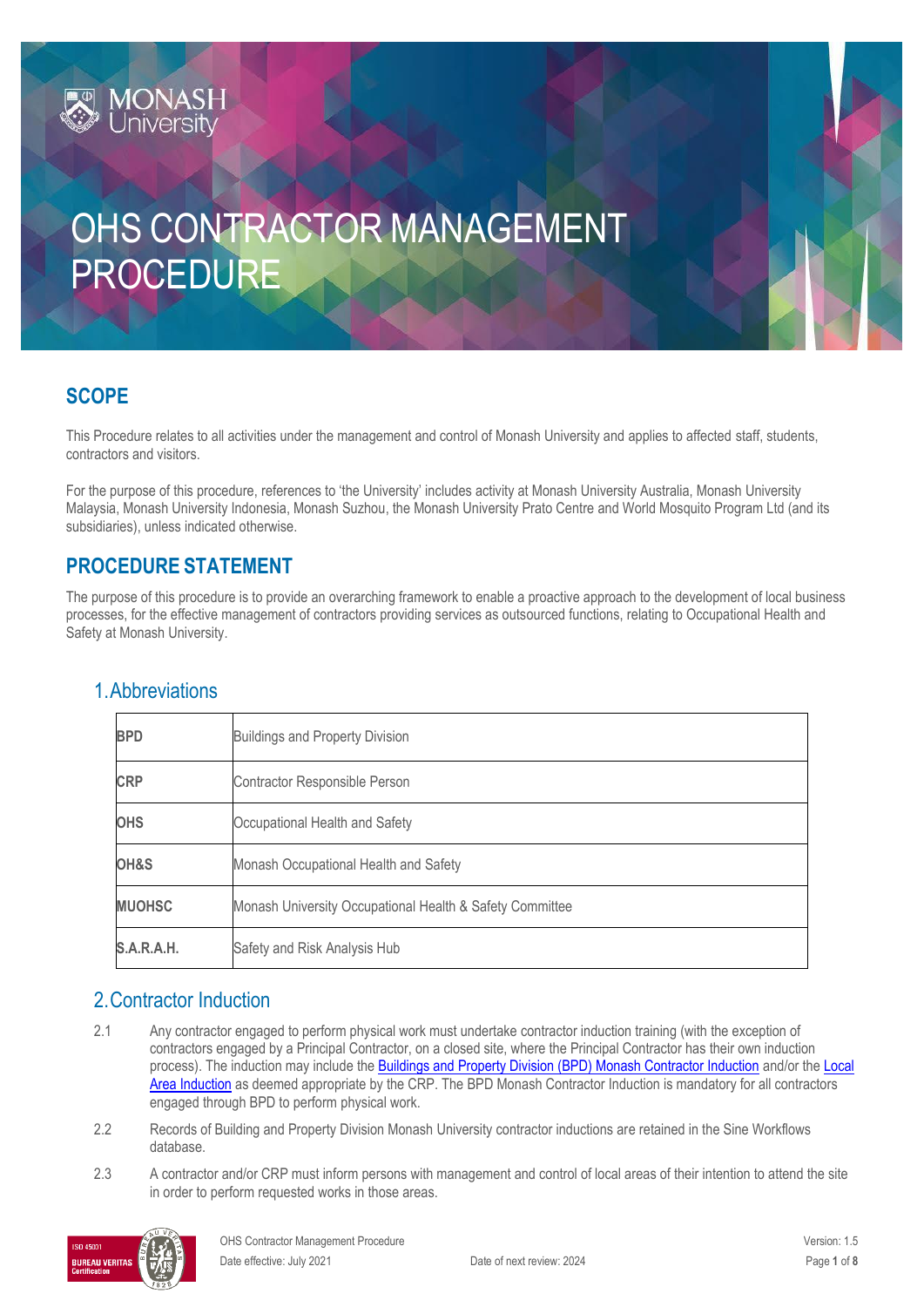# OHS CONTRACTOR MANAGEMENT PROCEDURE

## SCOPE

This Procedure relates to all activities under the management and control of Monash University and applies to affected staff, students, contractors and visitors.

For the purpose of this procedure, references to 'the University' includes activity at Monash University Australia, Monash University Malaysia, Monash University Indonesia, Monash Suzhou, the Monash University Prato Centre and World Mosquito Program Ltd (and its subsidiaries), unless indicated otherwise.

## PROCEDURE STATEMENT

The purpose of this procedure is to provide an overarching framework to enable a proactive approach to the development of local business processes, for the effective management of contractors providing services as outsourced functions, relating to Occupational Health and Safety at Monash University.

### 1. Abbreviations

| | |
|---|---|
| **BPD** | Buildings and Property Division |
| **CRP** | Contractor Responsible Person |
| **OHS** | Occupational Health and Safety |
| **OH&S** | Monash Occupational Health and Safety |
| **MUOHSC** | Monash University Occupational Health & Safety Committee |
| **S.A.R.A.H.** | Safety and Risk Analysis Hub |

### 2. Contractor Induction

2.1 Any contractor engaged to perform physical work must undertake contractor induction training (with the exception of contractors engaged by a Principal Contractor, on a closed site, where the Principal Contractor has their own induction process). The induction may include the Buildings and Property Division (BPD) Monash Contractor Induction and/or the Local Area Induction as deemed appropriate by the CRP. The BPD Monash Contractor Induction is mandatory for all contractors engaged through BPD to perform physical work.

2.2 Records of Building and Property Division Monash University contractor inductions are retained in the Sine Workflows database.

2.3 A contractor and/or CRP must inform persons with management and control of local areas of their intention to attend the site in order to perform requested works in those areas.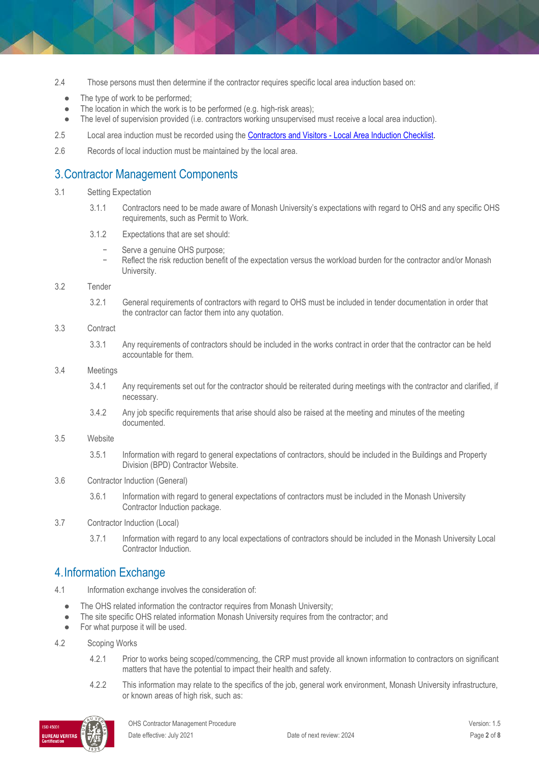2.4 Those persons must then determine if the contractor requires specific local area induction based on:

- The type of work to be performed;
- The location in which the work is to be performed (e.g. high-risk areas);
- The level of supervision provided (i.e. contractors working unsupervised must receive a local area induction).

2.5 Local area induction must be recorded using the [Contractors and Visitors - Local Area Induction Checklist](#).

2.6 Records of local induction must be maintained by the local area.

## 3. Contractor Management Components

3.1 Setting Expectation

3.1.1 Contractors need to be made aware of Monash University's expectations with regard to OHS and any specific OHS requirements, such as Permit to Work.

3.1.2 Expectations that are set should:

- Serve a genuine OHS purpose;
- Reflect the risk reduction benefit of the expectation versus the workload burden for the contractor and/or Monash University.

3.2 Tender

3.2.1 General requirements of contractors with regard to OHS must be included in tender documentation in order that the contractor can factor them into any quotation.

3.3 Contract

3.3.1 Any requirements of contractors should be included in the works contract in order that the contractor can be held accountable for them.

3.4 Meetings

3.4.1 Any requirements set out for the contractor should be reiterated during meetings with the contractor and clarified, if necessary.

3.4.2 Any job specific requirements that arise should also be raised at the meeting and minutes of the meeting documented.

3.5 Website

3.5.1 Information with regard to general expectations of contractors, should be included in the Buildings and Property Division (BPD) Contractor Website.

3.6 Contractor Induction (General)

3.6.1 Information with regard to general expectations of contractors must be included in the Monash University Contractor Induction package.

3.7 Contractor Induction (Local)

3.7.1 Information with regard to any local expectations of contractors should be included in the Monash University Local Contractor Induction.

## 4. Information Exchange

4.1 Information exchange involves the consideration of:

- The OHS related information the contractor requires from Monash University;
- The site specific OHS related information Monash University requires from the contractor; and
- For what purpose it will be used.

4.2 Scoping Works

4.2.1 Prior to works being scoped/commencing, the CRP must provide all known information to contractors on significant matters that have the potential to impact their health and safety.

4.2.2 This information may relate to the specifics of the job, general work environment, Monash University infrastructure, or known areas of high risk, such as: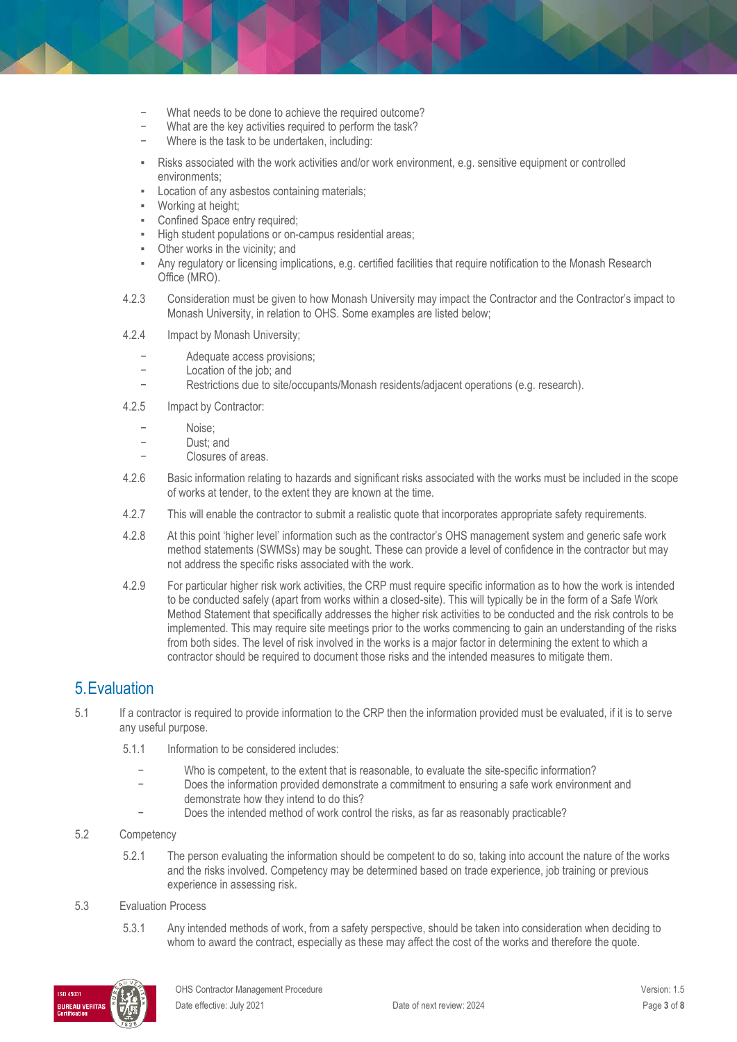- What needs to be done to achieve the required outcome?
- What are the key activities required to perform the task?
- Where is the task to be undertaken, including:
  - Risks associated with the work activities and/or work environment, e.g. sensitive equipment or controlled environments;
  - Location of any asbestos containing materials;
  - Working at height;
  - Confined Space entry required;
  - High student populations or on-campus residential areas;
  - Other works in the vicinity; and
  - Any regulatory or licensing implications, e.g. certified facilities that require notification to the Monash Research Office (MRO).

4.2.3 Consideration must be given to how Monash University may impact the Contractor and the Contractor's impact to Monash University, in relation to OHS. Some examples are listed below;

4.2.4 Impact by Monash University;

- Adequate access provisions;
- Location of the job; and
- Restrictions due to site/occupants/Monash residents/adjacent operations (e.g. research).

4.2.5 Impact by Contractor:

- Noise;
- Dust; and
- Closures of areas.

4.2.6 Basic information relating to hazards and significant risks associated with the works must be included in the scope of works at tender, to the extent they are known at the time.

4.2.7 This will enable the contractor to submit a realistic quote that incorporates appropriate safety requirements.

4.2.8 At this point 'higher level' information such as the contractor's OHS management system and generic safe work method statements (SWMSs) may be sought. These can provide a level of confidence in the contractor but may not address the specific risks associated with the work.

4.2.9 For particular higher risk work activities, the CRP must require specific information as to how the work is intended to be conducted safely (apart from works within a closed-site). This will typically be in the form of a Safe Work Method Statement that specifically addresses the higher risk activities to be conducted and the risk controls to be implemented. This may require site meetings prior to the works commencing to gain an understanding of the risks from both sides. The level of risk involved in the works is a major factor in determining the extent to which a contractor should be required to document those risks and the intended measures to mitigate them.

## 5. Evaluation

5.1 If a contractor is required to provide information to the CRP then the information provided must be evaluated, if it is to serve any useful purpose.

5.1.1 Information to be considered includes:

- Who is competent, to the extent that is reasonable, to evaluate the site-specific information?
- Does the information provided demonstrate a commitment to ensuring a safe work environment and demonstrate how they intend to do this?
- Does the intended method of work control the risks, as far as reasonably practicable?

5.2 Competency

5.2.1 The person evaluating the information should be competent to do so, taking into account the nature of the works and the risks involved. Competency may be determined based on trade experience, job training or previous experience in assessing risk.

5.3 Evaluation Process

5.3.1 Any intended methods of work, from a safety perspective, should be taken into consideration when deciding to whom to award the contract, especially as these may affect the cost of the works and therefore the quote.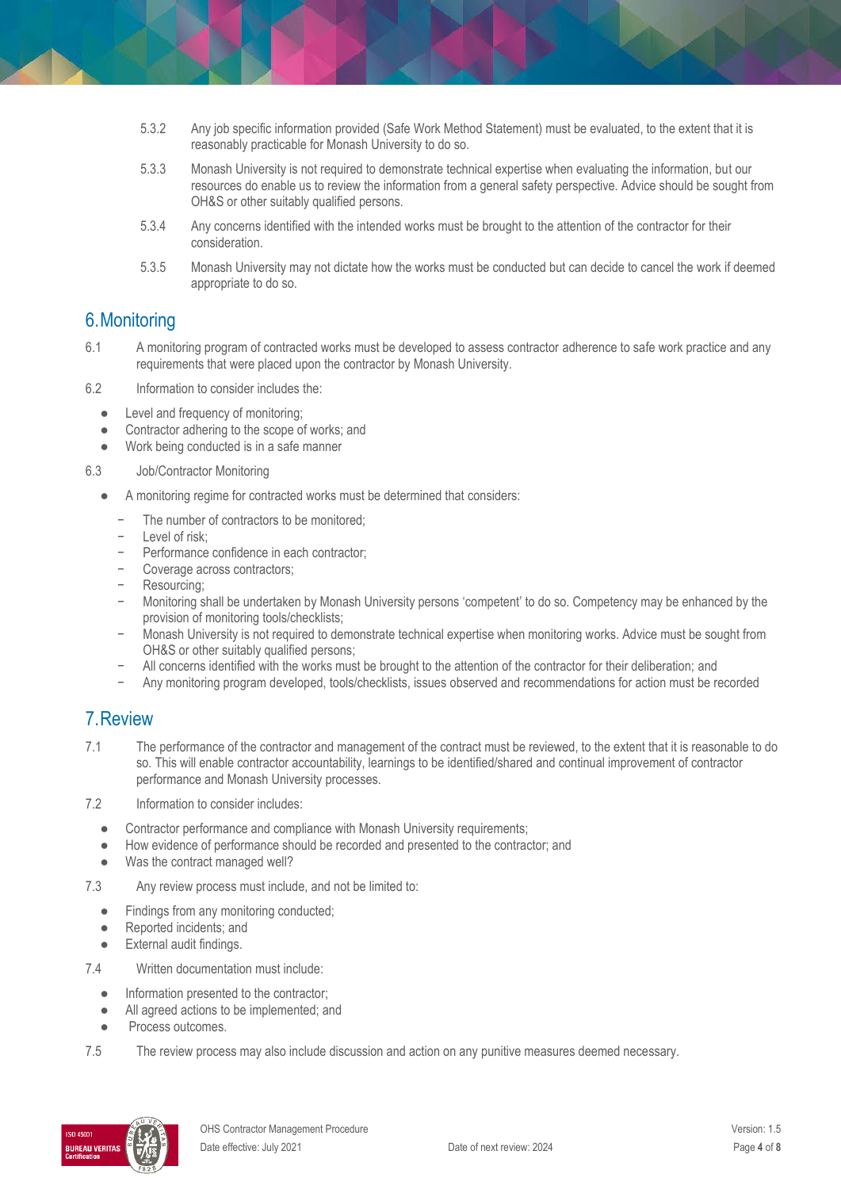5.3.2 Any job specific information provided (Safe Work Method Statement) must be evaluated, to the extent that it is reasonably practicable for Monash University to do so.

5.3.3 Monash University is not required to demonstrate technical expertise when evaluating the information, but our resources do enable us to review the information from a general safety perspective. Advice should be sought from OH&S or other suitably qualified persons.

5.3.4 Any concerns identified with the intended works must be brought to the attention of the contractor for their consideration.

5.3.5 Monash University may not dictate how the works must be conducted but can decide to cancel the work if deemed appropriate to do so.

## 6. Monitoring

6.1 A monitoring program of contracted works must be developed to assess contractor adherence to safe work practice and any requirements that were placed upon the contractor by Monash University.

6.2 Information to consider includes the:

- Level and frequency of monitoring;
- Contractor adhering to the scope of works; and
- Work being conducted is in a safe manner

6.3 Job/Contractor Monitoring

- A monitoring regime for contracted works must be determined that considers:
  - The number of contractors to be monitored;
  - Level of risk;
  - Performance confidence in each contractor;
  - Coverage across contractors;
  - Resourcing;
  - Monitoring shall be undertaken by Monash University persons 'competent' to do so. Competency may be enhanced by the provision of monitoring tools/checklists;
  - Monash University is not required to demonstrate technical expertise when monitoring works. Advice must be sought from OH&S or other suitably qualified persons;
  - All concerns identified with the works must be brought to the attention of the contractor for their deliberation; and
  - Any monitoring program developed, tools/checklists, issues observed and recommendations for action must be recorded

## 7. Review

7.1 The performance of the contractor and management of the contract must be reviewed, to the extent that it is reasonable to do so. This will enable contractor accountability, learnings to be identified/shared and continual improvement of contractor performance and Monash University processes.

7.2 Information to consider includes:

- Contractor performance and compliance with Monash University requirements;
- How evidence of performance should be recorded and presented to the contractor; and
- Was the contract managed well?

7.3 Any review process must include, and not be limited to:

- Findings from any monitoring conducted;
- Reported incidents; and
- External audit findings.

7.4 Written documentation must include:

- Information presented to the contractor;
- All agreed actions to be implemented; and
- Process outcomes.

7.5 The review process may also include discussion and action on any punitive measures deemed necessary.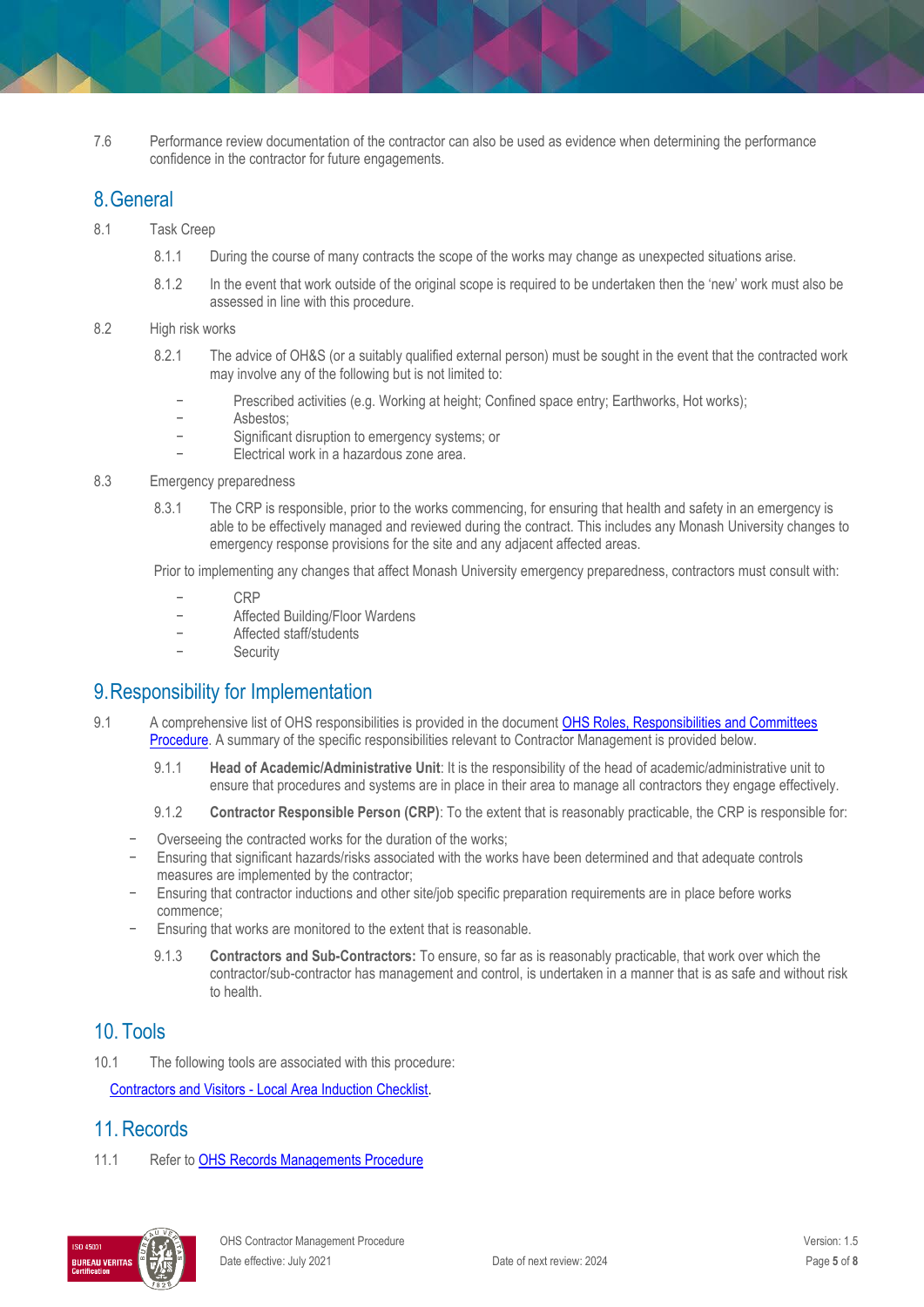7.6 Performance review documentation of the contractor can also be used as evidence when determining the performance confidence in the contractor for future engagements.

## 8. General

8.1 Task Creep

8.1.1 During the course of many contracts the scope of the works may change as unexpected situations arise.

8.1.2 In the event that work outside of the original scope is required to be undertaken then the 'new' work must also be assessed in line with this procedure.

8.2 High risk works

8.2.1 The advice of OH&S (or a suitably qualified external person) must be sought in the event that the contracted work may involve any of the following but is not limited to:

- Prescribed activities (e.g. Working at height; Confined space entry; Earthworks, Hot works);
- Asbestos;
- Significant disruption to emergency systems; or
- Electrical work in a hazardous zone area.

8.3 Emergency preparedness

8.3.1 The CRP is responsible, prior to the works commencing, for ensuring that health and safety in an emergency is able to be effectively managed and reviewed during the contract. This includes any Monash University changes to emergency response provisions for the site and any adjacent affected areas.

Prior to implementing any changes that affect Monash University emergency preparedness, contractors must consult with:

- CRP
- Affected Building/Floor Wardens
- Affected staff/students
- Security

## 9. Responsibility for Implementation

9.1 A comprehensive list of OHS responsibilities is provided in the document [OHS Roles, Responsibilities and Committees Procedure](). A summary of the specific responsibilities relevant to Contractor Management is provided below.

9.1.1 **Head of Academic/Administrative Unit**: It is the responsibility of the head of academic/administrative unit to ensure that procedures and systems are in place in their area to manage all contractors they engage effectively.

9.1.2 **Contractor Responsible Person (CRP)**: To the extent that is reasonably practicable, the CRP is responsible for:

- Overseeing the contracted works for the duration of the works;
- Ensuring that significant hazards/risks associated with the works have been determined and that adequate controls measures are implemented by the contractor;
- Ensuring that contractor inductions and other site/job specific preparation requirements are in place before works commence;
- Ensuring that works are monitored to the extent that is reasonable.

9.1.3 **Contractors and Sub-Contractors:** To ensure, so far as is reasonably practicable, that work over which the contractor/sub-contractor has management and control, is undertaken in a manner that is as safe and without risk to health.

## 10. Tools

10.1 The following tools are associated with this procedure:

[Contractors and Visitors - Local Area Induction Checklist]().

## 11. Records

11.1 Refer to [OHS Records Managements Procedure]()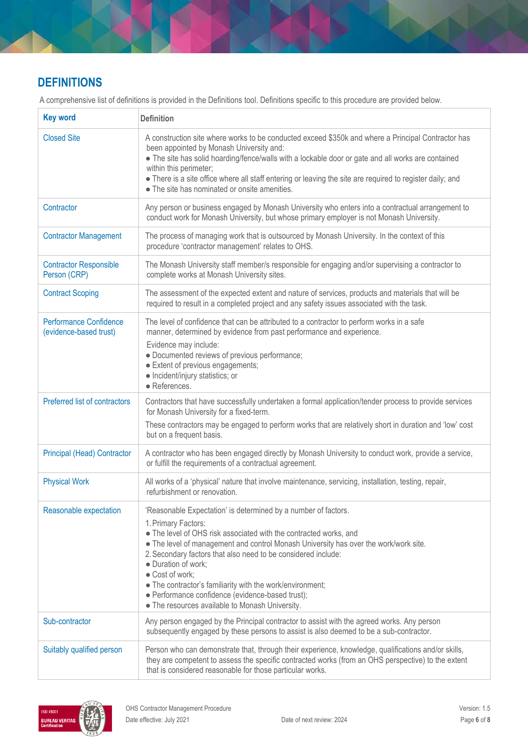## DEFINITIONS

A comprehensive list of definitions is provided in the Definitions tool. Definitions specific to this procedure are provided below.

| Key word | Definition |
|---|---|
| Closed Site | A construction site where works to be conducted exceed $350k and where a Principal Contractor has been appointed by Monash University and:<br>● The site has solid hoarding/fence/walls with a lockable door or gate and all works are contained within this perimeter;<br>● There is a site office where all staff entering or leaving the site are required to register daily; and<br>● The site has nominated or onsite amenities. |
| Contractor | Any person or business engaged by Monash University who enters into a contractual arrangement to conduct work for Monash University, but whose primary employer is not Monash University. |
| Contractor Management | The process of managing work that is outsourced by Monash University. In the context of this procedure 'contractor management' relates to OHS. |
| Contractor Responsible Person (CRP) | The Monash University staff member/s responsible for engaging and/or supervising a contractor to complete works at Monash University sites. |
| Contract Scoping | The assessment of the expected extent and nature of services, products and materials that will be required to result in a completed project and any safety issues associated with the task. |
| Performance Confidence (evidence-based trust) | The level of confidence that can be attributed to a contractor to perform works in a safe manner, determined by evidence from past performance and experience.<br>Evidence may include:<br>● Documented reviews of previous performance;<br>● Extent of previous engagements;<br>● Incident/injury statistics; or<br>● References. |
| Preferred list of contractors | Contractors that have successfully undertaken a formal application/tender process to provide services for Monash University for a fixed-term.<br>These contractors may be engaged to perform works that are relatively short in duration and 'low' cost but on a frequent basis. |
| Principal (Head) Contractor | A contractor who has been engaged directly by Monash University to conduct work, provide a service, or fulfill the requirements of a contractual agreement. |
| Physical Work | All works of a 'physical' nature that involve maintenance, servicing, installation, testing, repair, refurbishment or renovation. |
| Reasonable expectation | 'Reasonable Expectation' is determined by a number of factors.<br>1. Primary Factors:<br>● The level of OHS risk associated with the contracted works, and<br>● The level of management and control Monash University has over the work/work site.<br>2. Secondary factors that also need to be considered include:<br>● Duration of work;<br>● Cost of work;<br>● The contractor's familiarity with the work/environment;<br>● Performance confidence (evidence-based trust);<br>● The resources available to Monash University. |
| Sub-contractor | Any person engaged by the Principal contractor to assist with the agreed works. Any person subsequently engaged by these persons to assist is also deemed to be a sub-contractor. |
| Suitably qualified person | Person who can demonstrate that, through their experience, knowledge, qualifications and/or skills, they are competent to assess the specific contracted works (from an OHS perspective) to the extent that is considered reasonable for those particular works. |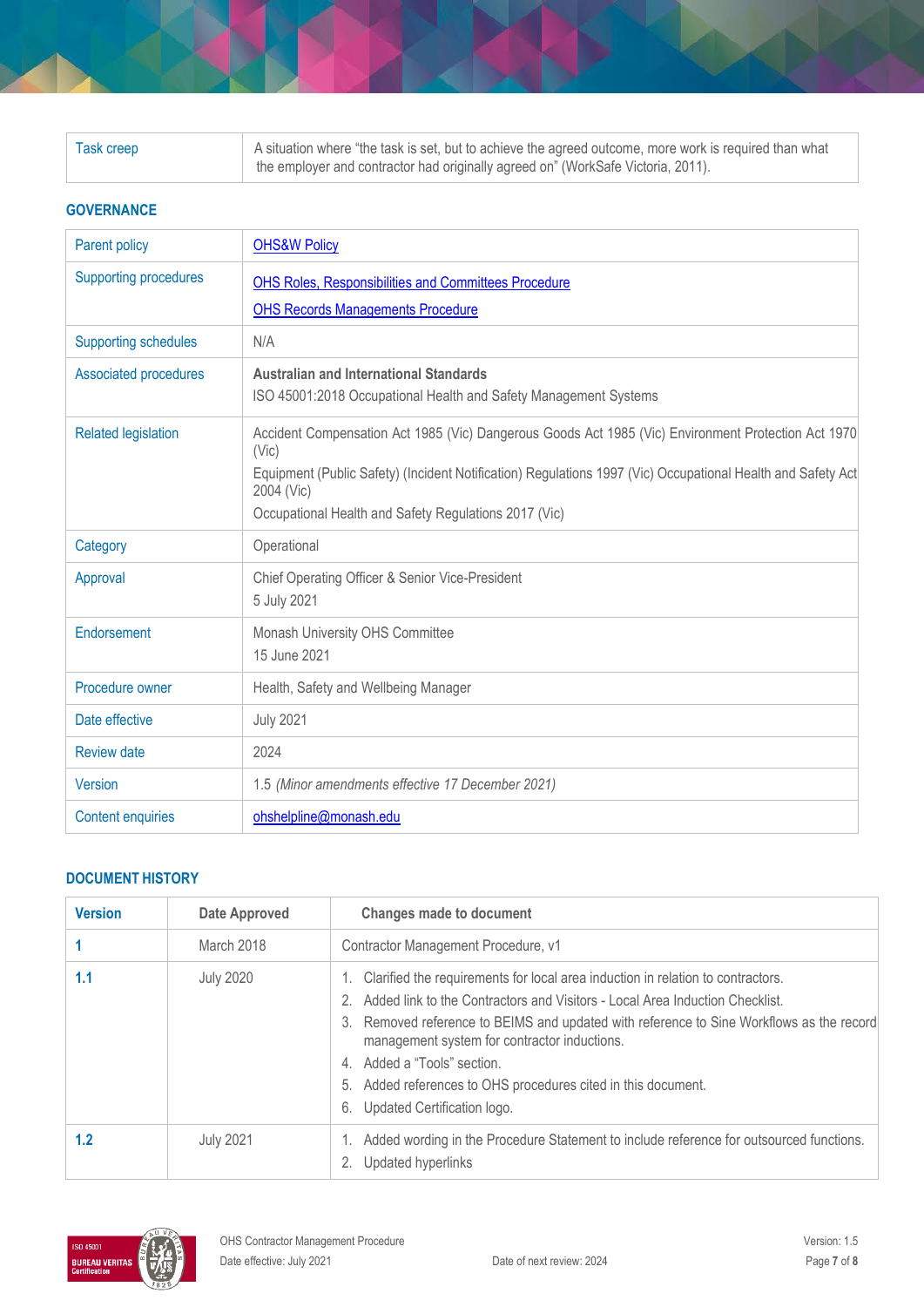| Task creep | A situation where "the task is set, but to achieve the agreed outcome, more work is required than what the employer and contractor had originally agreed on" (WorkSafe Victoria, 2011). |
|---|---|

## GOVERNANCE

| Parent policy | [OHS&W Policy]() |
|---|---|
| Supporting procedures | [OHS Roles, Responsibilities and Committees Procedure]()<br>[OHS Records Managements Procedure]() |
| Supporting schedules | N/A |
| Associated procedures | **Australian and International Standards**<br>ISO 45001:2018 Occupational Health and Safety Management Systems |
| Related legislation | Accident Compensation Act 1985 (Vic) Dangerous Goods Act 1985 (Vic) Environment Protection Act 1970 (Vic)<br>Equipment (Public Safety) (Incident Notification) Regulations 1997 (Vic) Occupational Health and Safety Act 2004 (Vic)<br>Occupational Health and Safety Regulations 2017 (Vic) |
| Category | Operational |
| Approval | Chief Operating Officer & Senior Vice-President<br>5 July 2021 |
| Endorsement | Monash University OHS Committee<br>15 June 2021 |
| Procedure owner | Health, Safety and Wellbeing Manager |
| Date effective | July 2021 |
| Review date | 2024 |
| Version | 1.5 *(Minor amendments effective 17 December 2021)* |
| Content enquiries | [ohshelpline@monash.edu](mailto:ohshelpline@monash.edu) |

## DOCUMENT HISTORY

| Version | Date Approved | Changes made to document |
|---|---|---|
| **1** | March 2018 | Contractor Management Procedure, v1 |
| **1.1** | July 2020 | 1. Clarified the requirements for local area induction in relation to contractors.<br>2. Added link to the Contractors and Visitors - Local Area Induction Checklist.<br>3. Removed reference to BEIMS and updated with reference to Sine Workflows as the record management system for contractor inductions.<br>4. Added a "Tools" section.<br>5. Added references to OHS procedures cited in this document.<br>6. Updated Certification logo. |
| **1.2** | July 2021 | 1. Added wording in the Procedure Statement to include reference for outsourced functions.<br>2. Updated hyperlinks |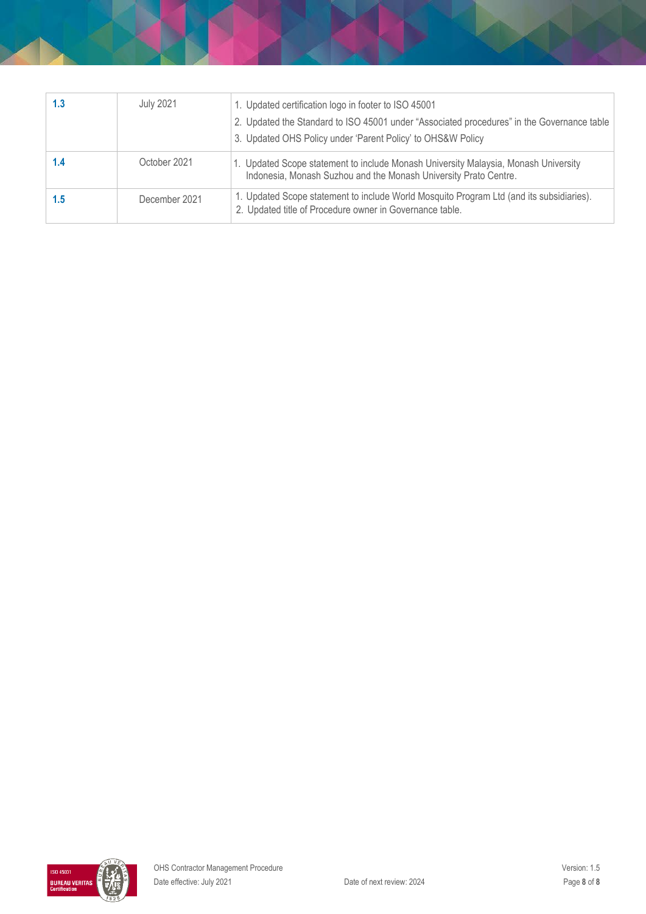| | | |
|---|---|---|
| **1.3** | July 2021 | 1. Updated certification logo in footer to ISO 45001<br>2. Updated the Standard to ISO 45001 under "Associated procedures" in the Governance table<br>3. Updated OHS Policy under 'Parent Policy' to OHS&W Policy |
| **1.4** | October 2021 | 1. Updated Scope statement to include Monash University Malaysia, Monash University Indonesia, Monash Suzhou and the Monash University Prato Centre. |
| **1.5** | December 2021 | 1. Updated Scope statement to include World Mosquito Program Ltd (and its subsidiaries).<br>2. Updated title of Procedure owner in Governance table. |